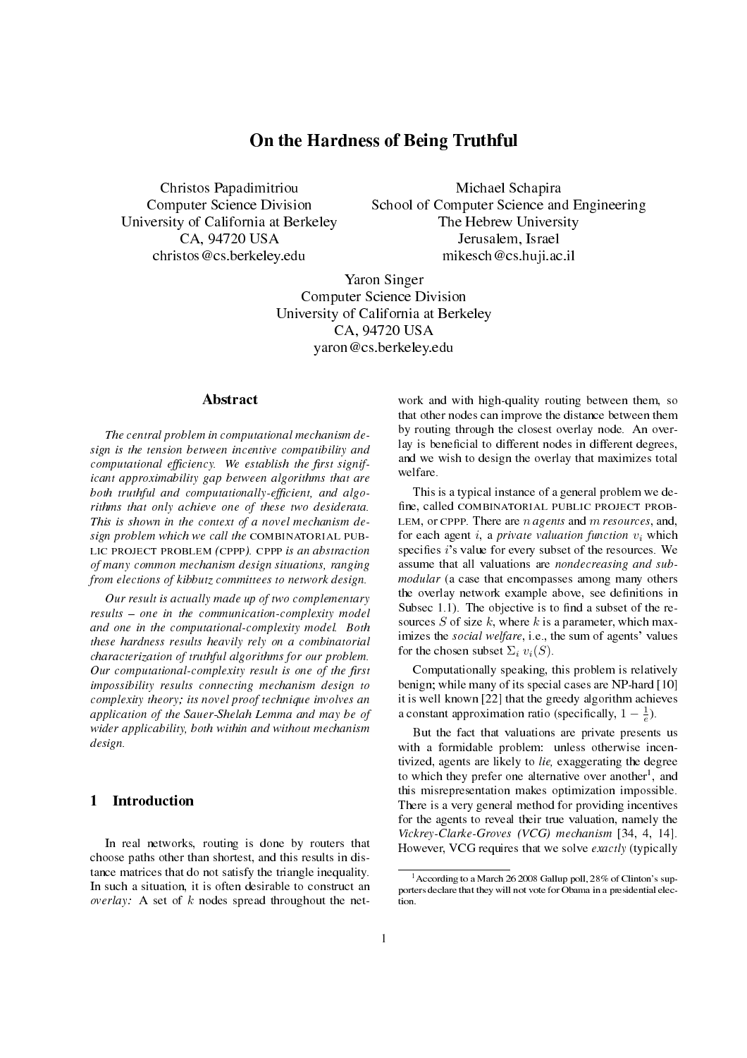# On the Hardness of Being Truthful

Christos Papadimitriou
Computer Science Division
University of California at Berkeley
CA, 94720 USA
christos@cs.berkeley.edu

Michael Schapira
School of Computer Science and Engineering
The Hebrew University
Jerusalem, Israel
mikesch@cs.huji.ac.il

Yaron Singer
Computer Science Division
University of California at Berkeley
CA, 94720 USA
yaron@cs.berkeley.edu

## Abstract

*The central problem in computational mechanism design is the tension between incentive compatibility and computational efficiency. We establish the first significant approximability gap between algorithms that are both truthful and computationally-efficient, and algorithms that only achieve one of these two desiderata. This is shown in the context of a novel mechanism design problem which we call the* COMBINATORIAL PUBLIC PROJECT PROBLEM *(*CPPP*).* CPPP *is an abstraction of many common mechanism design situations, ranging from elections of kibbutz committees to network design.*

*Our result is actually made up of two complementary results – one in the communication-complexity model and one in the computational-complexity model. Both these hardness results heavily rely on a combinatorial characterization of truthful algorithms for our problem. Our computational-complexity result is one of the first impossibility results connecting mechanism design to complexity theory; its novel proof technique involves an application of the Sauer-Shelah Lemma and may be of wider applicability, both within and without mechanism design.*

## 1 Introduction

In real networks, routing is done by routers that choose paths other than shortest, and this results in distance matrices that do not satisfy the triangle inequality. In such a situation, it is often desirable to construct an *overlay:* A set of $k$ nodes spread throughout the network and with high-quality routing between them, so that other nodes can improve the distance between them by routing through the closest overlay node. An overlay is beneficial to different nodes in different degrees, and we wish to design the overlay that maximizes total welfare.

This is a typical instance of a general problem we define, called COMBINATORIAL PUBLIC PROJECT PROBLEM, or CPPP. There are $n$ *agents* and $m$ *resources*, and, for each agent $i$, a *private valuation function* $v_i$ which specifies $i$'s value for every subset of the resources. We assume that all valuations are *nondecreasing and submodular* (a case that encompasses among many others the overlay network example above, see definitions in Subsec 1.1). The objective is to find a subset of the resources $S$ of size $k$, where $k$ is a parameter, which maximizes the *social welfare*, i.e., the sum of agents' values for the chosen subset $\Sigma_i \, v_i(S)$.

Computationally speaking, this problem is relatively benign; while many of its special cases are NP-hard [10] it is well known [22] that the greedy algorithm achieves a constant approximation ratio (specifically, $1 - \frac{1}{e}$).

But the fact that valuations are private presents us with a formidable problem: unless otherwise incentivized, agents are likely to *lie,* exaggerating the degree to which they prefer one alternative over another[1], and this misrepresentation makes optimization impossible. There is a very general method for providing incentives for the agents to reveal their true valuation, namely the *Vickrey-Clarke-Groves (VCG) mechanism* [34, 4, 14]. However, VCG requires that we solve *exactly* (typically

[1] According to a March 26 2008 Gallup poll, 28% of Clinton's supporters declare that they will not vote for Obama in a presidential election.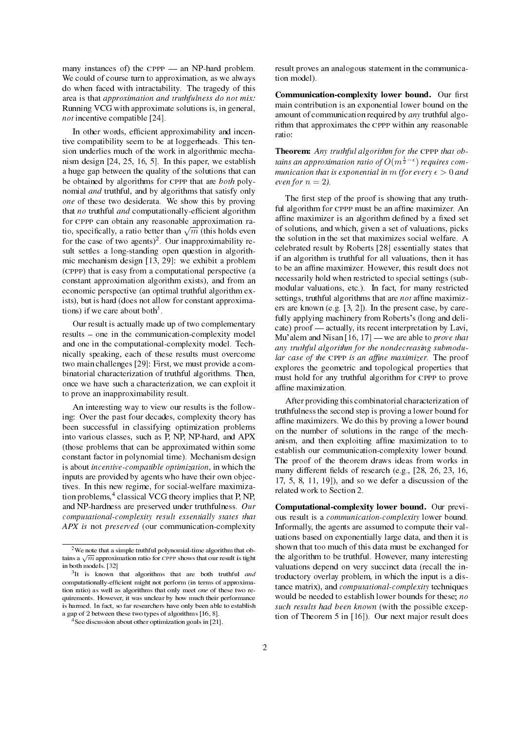many instances of) the CPPP — an NP-hard problem. We could of course turn to approximation, as we always do when faced with intractability. The tragedy of this area is that *approximation and truthfulness do not mix:* Running VCG with approximate solutions is, in general, *not* incentive compatible [24].

In other words, efficient approximability and incentive compatibility seem to be at loggerheads. This tension underlies much of the work in algorithmic mechanism design [24, 25, 16, 5]. In this paper, we establish a huge gap between the quality of the solutions that can be obtained by algorithms for CPPP that are *both* polynomial *and* truthful, and by algorithms that satisfy only *one* of these two desiderata. We show this by proving that *no* truthful *and* computationally-efficient algorithm for CPPP can obtain any reasonable approximation ratio, specifically, a ratio better than $\sqrt{m}$ (this holds even for the case of two agents)[2]. Our inapproximability result settles a long-standing open question in algorithmic mechanism design [13, 29]: we exhibit a problem (CPPP) that is easy from a computational perspective (a constant approximation algorithm exists), and from an economic perspective (an optimal truthful algorithm exists), but is hard (does not allow for constant approximations) if we care about both[3].

Our result is actually made up of two complementary results – one in the communication-complexity model and one in the computational-complexity model. Technically speaking, each of these results must overcome two main challenges [29]: First, we must provide a combinatorial characterization of truthful algorithms. Then, once we have such a characterization, we can exploit it to prove an inapproximability result.

An interesting way to view our results is the following: Over the past four decades, complexity theory has been successful in classifying optimization problems into various classes, such as P, NP, NP-hard, and APX (those problems that can be approximated within some constant factor in polynomial time). Mechanism design is about *incentive-compatible optimization*, in which the inputs are provided by agents who have their own objectives. In this new regime, for social-welfare maximization problems,[4] classical VCG theory implies that P, NP, and NP-hardness are preserved under truthfulness. *Our computational-complexity result essentially states that APX is* not *preserved* (our communication-complexity result proves an analogous statement in the communication model).

**Communication-complexity lower bound.** Our first main contribution is an exponential lower bound on the amount of communication required by *any* truthful algorithm that approximates the CPPP within any reasonable ratio:

**Theorem:** *Any truthful algorithm for the* CPPP *that obtains an approximation ratio of $O(m^{\frac{1}{2}-\epsilon})$ requires communication that is exponential in $m$ (for every $\epsilon > 0$ and even for $n = 2$).*

The first step of the proof is showing that any truthful algorithm for CPPP must be an affine maximizer. An affine maximizer is an algorithm defined by a fixed set of solutions, and which, given a set of valuations, picks the solution in the set that maximizes social welfare. A celebrated result by Roberts [28] essentially states that if an algorithm is truthful for all valuations, then it has to be an affine maximizer. However, this result does not necessarily hold when restricted to special settings (submodular valuations, etc.). In fact, for many restricted settings, truthful algorithms that are *not* affine maximizers are known (e.g. [3, 2]). In the present case, by carefully applying machinery from Roberts's (long and delicate) proof — actually, its recent interpretation by Lavi, Mu'alem and Nisan [16, 17] — we are able to *prove that any truthful algorithm for the nondecreasing submodular case of the* CPPP *is an affine maximizer.* The proof explores the geometric and topological properties that must hold for any truthful algorithm for CPPP to prove affine maximization.

After providing this combinatorial characterization of truthfulness the second step is proving a lower bound for affine maximizers. We do this by proving a lower bound on the number of solutions in the range of the mechanism, and then exploiting affine maximization to to establish our communication-complexity lower bound. The proof of the theorem draws ideas from works in many different fields of research (e.g., [28, 26, 23, 16, 17, 5, 8, 11, 19]), and so we defer a discussion of the related work to Section 2.

**Computational-complexity lower bound.** Our previous result is a *communication-complexity* lower bound. Informally, the agents are assumed to compute their valuations based on exponentially large data, and then it is shown that too much of this data must be exchanged for the algorithm to be truthful. However, many interesting valuations depend on very succinct data (recall the introductory overlay problem, in which the input is a distance matrix), and *computational-complexity* techniques would be needed to establish lower bounds for these; *no such results had been known* (with the possible exception of Theorem 5 in [16]). Our next major result does

---

[2] We note that a simple truthful polynomial-time algorithm that obtains a $\sqrt{m}$ approximation ratio for CPPP shows that our result is tight in both models. [32]

[3] It is known that algorithms that are both truthful *and* computationally-efficient might not perform (in terms of approximation ratio) as well as algorithms that only meet *one* of these two requirements. However, it was unclear by how much their performance is harmed. In fact, so far researchers have only been able to establish a gap of 2 between these two types of algorithms [16, 8].

[4] See discussion about other optimization goals in [21].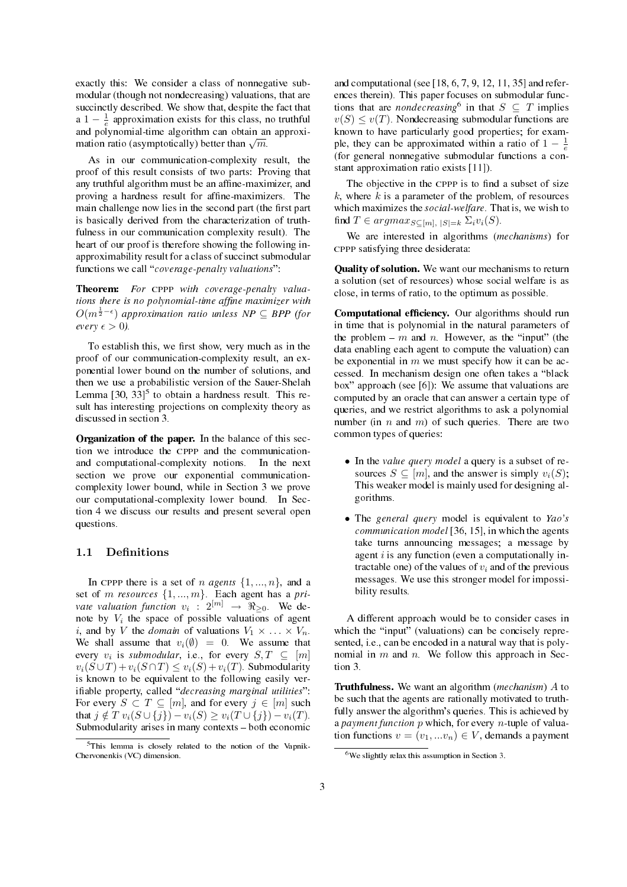exactly this: We consider a class of nonnegative submodular (though not nondecreasing) valuations, that are succinctly described. We show that, despite the fact that a $1-\frac{1}{e}$ approximation exists for this class, no truthful and polynomial-time algorithm can obtain an approximation ratio (asymptotically) better than $\sqrt{m}$.

As in our communication-complexity result, the proof of this result consists of two parts: Proving that any truthful algorithm must be an affine-maximizer, and proving a hardness result for affine-maximizers. The main challenge now lies in the second part (the first part is basically derived from the characterization of truthfulness in our communication complexity result). The heart of our proof is therefore showing the following inapproximability result for a class of succinct submodular functions we call "*coverage-penalty valuations*":

**Theorem:** *For* CPPP *with coverage-penalty valuations there is no polynomial-time affine maximizer with $O(m^{\frac{1}{2}-\epsilon})$ approximation ratio unless NP $\subseteq$ BPP (for every $\epsilon > 0$).*

To establish this, we first show, very much as in the proof of our communication-complexity result, an exponential lower bound on the number of solutions, and then we use a probabilistic version of the Sauer-Shelah Lemma [30, 33][5] to obtain a hardness result. This result has interesting projections on complexity theory as discussed in section 3.

**Organization of the paper.** In the balance of this section we introduce the CPPP and the communication- and computational-complexity notions. In the next section we prove our exponential communication-complexity lower bound, while in Section 3 we prove our computational-complexity lower bound. In Section 4 we discuss our results and present several open questions.

### 1.1 Definitions

In CPPP there is a set of $n$ *agents* $\{1, ..., n\}$, and a set of $m$ *resources* $\{1, ..., m\}$. Each agent has a *private valuation function* $v_i : 2^{[m]} \rightarrow \Re_{\geq 0}$. We denote by $V_i$ the space of possible valuations of agent $i$, and by $V$ the *domain* of valuations $V_1 \times \ldots \times V_n$. We shall assume that $v_i(\emptyset) = 0$. We assume that every $v_i$ is *submodular*, i.e., for every $S, T \subseteq [m]$ $v_i(S \cup T) + v_i(S \cap T) \leq v_i(S) + v_i(T)$. Submodularity is known to be equivalent to the following easily verifiable property, called "*decreasing marginal utilities*": For every $S \subset T \subseteq [m]$, and for every $j \in [m]$ such that $j \notin T$ $v_i(S \cup \{j\}) - v_i(S) \geq v_i(T \cup \{j\}) - v_i(T)$. Submodularity arises in many contexts – both economic and computational (see [18, 6, 7, 9, 12, 11, 35] and references therein). This paper focuses on submodular functions that are *nondecreasing*[6] in that $S \subseteq T$ implies $v(S) \leq v(T)$. Nondecreasing submodular functions are known to have particularly good properties; for example, they can be approximated within a ratio of $1 - \frac{1}{e}$ (for general nonnegative submodular functions a constant approximation ratio exists [11]).

The objective in the CPPP is to find a subset of size $k$, where $k$ is a parameter of the problem, of resources which maximizes the *social-welfare*. That is, we wish to find $T \in argmax_{S \subseteq [m],\ |S|=k}\ \Sigma_i v_i(S)$.

We are interested in algorithms (*mechanisms*) for CPPP satisfying three desiderata:

**Quality of solution.** We want our mechanisms to return a solution (set of resources) whose social welfare is as close, in terms of ratio, to the optimum as possible.

**Computational efficiency.** Our algorithms should run in time that is polynomial in the natural parameters of the problem – $m$ and $n$. However, as the "input" (the data enabling each agent to compute the valuation) can be exponential in $m$ we must specify how it can be accessed. In mechanism design one often takes a "black box" approach (see [6]): We assume that valuations are computed by an oracle that can answer a certain type of queries, and we restrict algorithms to ask a polynomial number (in $n$ and $m$) of such queries. There are two common types of queries:

- In the *value query model* a query is a subset of resources $S \subseteq [m]$, and the answer is simply $v_i(S)$; This weaker model is mainly used for designing algorithms.
- The *general query* model is equivalent to *Yao's communication model* [36, 15], in which the agents take turns announcing messages; a message by agent $i$ is any function (even a computationally intractable one) of the values of $v_i$ and of the previous messages. We use this stronger model for impossibility results.

A different approach would be to consider cases in which the "input" (valuations) can be concisely represented, i.e., can be encoded in a natural way that is polynomial in $m$ and $n$. We follow this approach in Section 3.

**Truthfulness.** We want an algorithm (*mechanism*) $A$ to be such that the agents are rationally motivated to truthfully answer the algorithm's queries. This is achieved by a *payment function* $p$ which, for every $n$-tuple of valuation functions $v = (v_1, ...v_n) \in V$, demands a payment

[5] This lemma is closely related to the notion of the Vapnik-Chervonenkis (VC) dimension.

[6] We slightly relax this assumption in Section 3.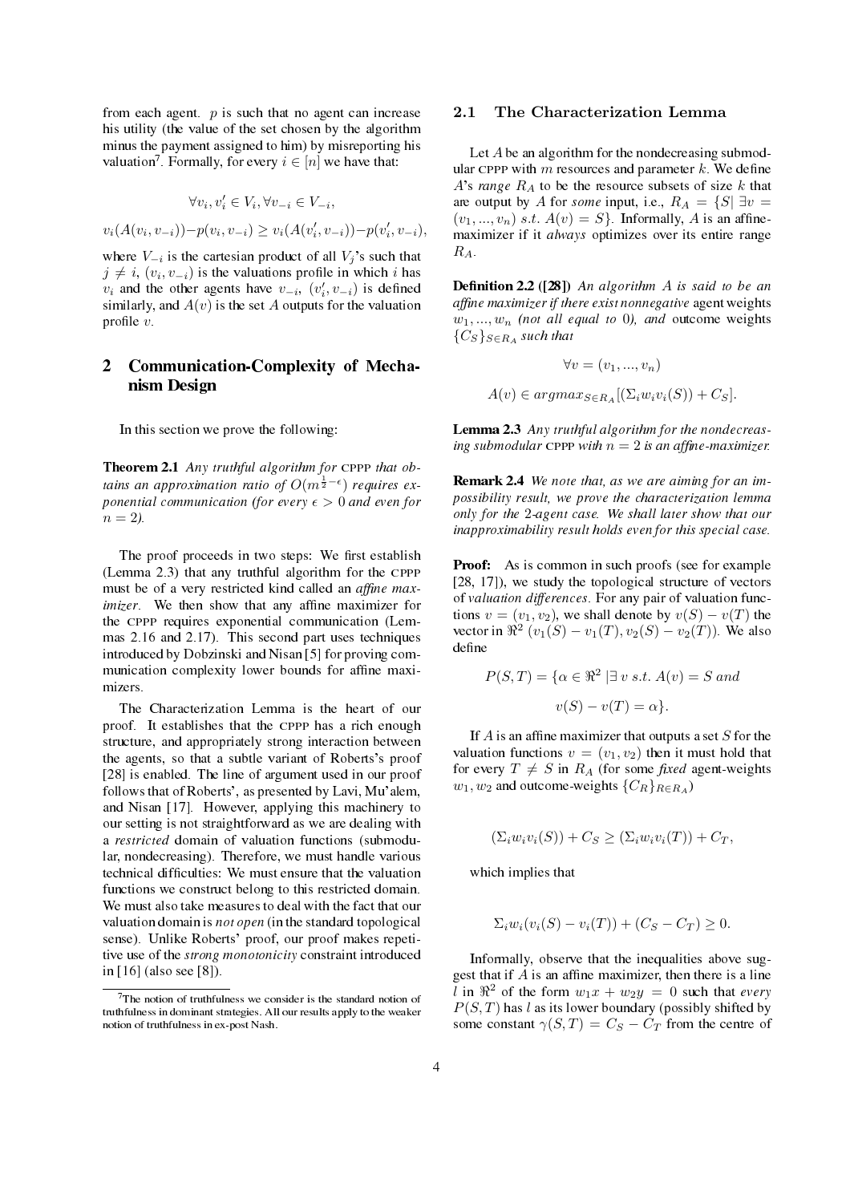from each agent. $p$ is such that no agent can increase his utility (the value of the set chosen by the algorithm minus the payment assigned to him) by misreporting his valuation[7]. Formally, for every $i \in [n]$ we have that:

$$\forall v_i, v_i' \in V_i, \forall v_{-i} \in V_{-i},$$

$$v_i(A(v_i, v_{-i})) - p(v_i, v_{-i}) \geq v_i(A(v_i', v_{-i})) - p(v_i', v_{-i}),$$

where $V_{-i}$ is the cartesian product of all $V_j$'s such that $j \neq i$, $(v_i, v_{-i})$ is the valuations profile in which $i$ has $v_i$ and the other agents have $v_{-i}$, $(v_i', v_{-i})$ is defined similarly, and $A(v)$ is the set $A$ outputs for the valuation profile $v$.

## 2 Communication-Complexity of Mechanism Design

In this section we prove the following:

**Theorem 2.1** *Any truthful algorithm for* CPPP *that obtains an approximation ratio of $O(m^{\frac{1}{2}-\epsilon})$ requires exponential communication (for every $\epsilon > 0$ and even for $n = 2$).*

The proof proceeds in two steps: We first establish (Lemma 2.3) that any truthful algorithm for the CPPP must be of a very restricted kind called an *affine maximizer*. We then show that any affine maximizer for the CPPP requires exponential communication (Lemmas 2.16 and 2.17). This second part uses techniques introduced by Dobzinski and Nisan [5] for proving communication complexity lower bounds for affine maximizers.

The Characterization Lemma is the heart of our proof. It establishes that the CPPP has a rich enough structure, and appropriately strong interaction between the agents, so that a subtle variant of Roberts's proof [28] is enabled. The line of argument used in our proof follows that of Roberts', as presented by Lavi, Mu'alem, and Nisan [17]. However, applying this machinery to our setting is not straightforward as we are dealing with a *restricted* domain of valuation functions (submodular, nondecreasing). Therefore, we must handle various technical difficulties: We must ensure that the valuation functions we construct belong to this restricted domain. We must also take measures to deal with the fact that our valuation domain is *not open* (in the standard topological sense). Unlike Roberts' proof, our proof makes repetitive use of the *strong monotonicity* constraint introduced in [16] (also see [8]).

[7] The notion of truthfulness we consider is the standard notion of truthfulness in dominant strategies. All our results apply to the weaker notion of truthfulness in ex-post Nash.

### 2.1 The Characterization Lemma

Let $A$ be an algorithm for the nondecreasing submodular CPPP with $m$ resources and parameter $k$. We define $A$'s *range* $R_A$ to be the resource subsets of size $k$ that are output by $A$ for *some* input, i.e., $R_A = \{S | \exists v = (v_1, ..., v_n) \ s.t. \ A(v) = S\}$. Informally, $A$ is an affine-maximizer if it *always* optimizes over its entire range $R_A$.

**Definition 2.2 ([28])** *An algorithm $A$ is said to be an affine maximizer if there exist nonnegative* agent weights *$w_1, ..., w_n$ (not all equal to 0), and* outcome weights *$\{C_S\}_{S \in R_A}$ such that*

$$\forall v = (v_1, ..., v_n)$$

$$A(v) \in argmax_{S \in R_A}[(\Sigma_i w_i v_i(S)) + C_S].$$

**Lemma 2.3** *Any truthful algorithm for the nondecreasing submodular* CPPP *with $n = 2$ is an affine-maximizer.*

**Remark 2.4** *We note that, as we are aiming for an impossibility result, we prove the characterization lemma only for the 2-agent case. We shall later show that our inapproximability result holds even for this special case.*

**Proof:** As is common in such proofs (see for example [28, 17]), we study the topological structure of vectors of *valuation differences*. For any pair of valuation functions $v = (v_1, v_2)$, we shall denote by $v(S) - v(T)$ the vector in $\Re^2$ $(v_1(S) - v_1(T), v_2(S) - v_2(T))$. We also define

$$P(S, T) = \{\alpha \in \Re^2 \ | \exists \ v \ s.t. \ A(v) = S \ and$$

$$v(S) - v(T) = \alpha\}.$$

If $A$ is an affine maximizer that outputs a set $S$ for the valuation functions $v = (v_1, v_2)$ then it must hold that for every $T \neq S$ in $R_A$ (for some *fixed* agent-weights $w_1, w_2$ and outcome-weights $\{C_R\}_{R \in R_A}$)

$$(\Sigma_i w_i v_i(S)) + C_S \geq (\Sigma_i w_i v_i(T)) + C_T,$$

which implies that

$$\Sigma_i w_i(v_i(S) - v_i(T)) + (C_S - C_T) \geq 0.$$

Informally, observe that the inequalities above suggest that if $A$ is an affine maximizer, then there is a line $l$ in $\Re^2$ of the form $w_1 x + w_2 y = 0$ such that *every* $P(S, T)$ has $l$ as its lower boundary (possibly shifted by some constant $\gamma(S, T) = C_S - C_T$ from the centre of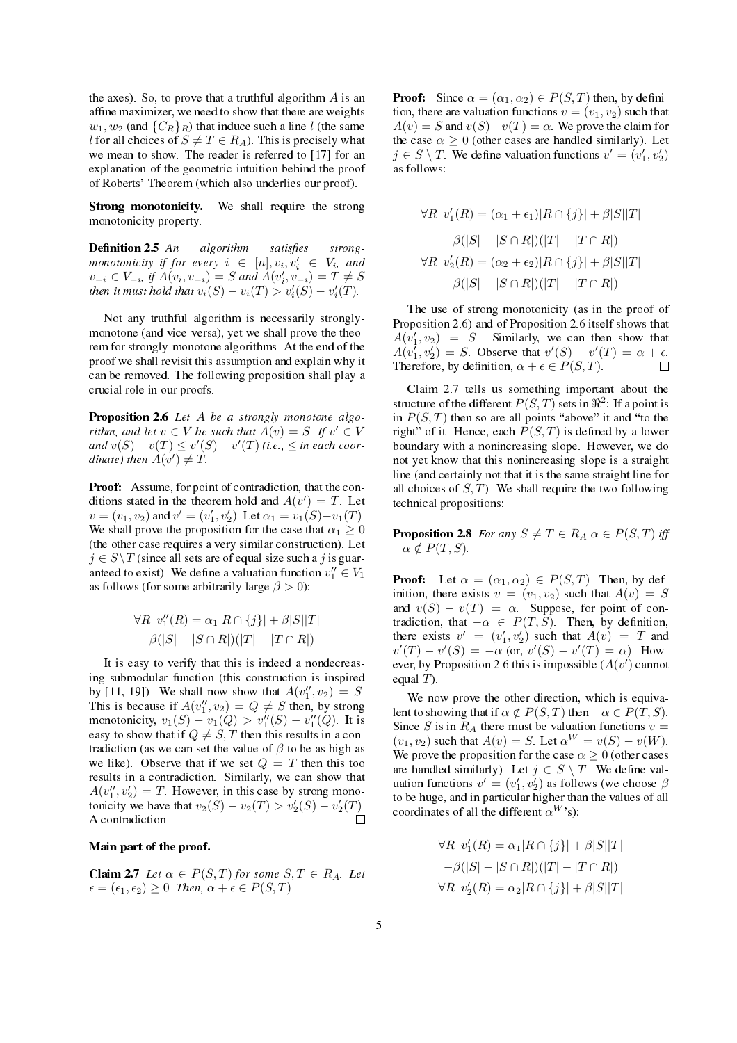the axes). So, to prove that a truthful algorithm $A$ is an affine maximizer, we need to show that there are weights $w_1, w_2$ (and $\{C_R\}_R$) that induce such a line $l$ (the same $l$ for all choices of $S \neq T \in R_A$). This is precisely what we mean to show. The reader is referred to [17] for an explanation of the geometric intuition behind the proof of Roberts' Theorem (which also underlies our proof).

**Strong monotonicity.** We shall require the strong monotonicity property.

**Definition 2.5** *An algorithm satisfies strong-monotonicity if for every $i \in [n], v_i, v_i' \in V_i$, and $v_{-i} \in V_{-i}$, if $A(v_i, v_{-i}) = S$ and $A(v_i', v_{-i}) = T \neq S$ then it must hold that $v_i(S) - v_i(T) > v_i'(S) - v_i'(T)$.*

Not any truthful algorithm is necessarily strongly-monotone (and vice-versa), yet we shall prove the theorem for strongly-monotone algorithms. At the end of the proof we shall revisit this assumption and explain why it can be removed. The following proposition shall play a crucial role in our proofs.

**Proposition 2.6** *Let $A$ be a strongly monotone algorithm, and let $v \in V$ be such that $A(v) = S$. If $v' \in V$ and $v(S) - v(T) \leq v'(S) - v'(T)$ (i.e., $\leq$ in each coordinate) then $A(v') \neq T$.*

**Proof:** Assume, for point of contradiction, that the conditions stated in the theorem hold and $A(v') = T$. Let $v = (v_1, v_2)$ and $v' = (v_1', v_2')$. Let $\alpha_1 = v_1(S) - v_1(T)$. We shall prove the proposition for the case that $\alpha_1 \geq 0$ (the other case requires a very similar construction). Let $j \in S \setminus T$ (since all sets are of equal size such a $j$ is guaranteed to exist). We define a valuation function $v_1'' \in V_1$ as follows (for some arbitrarily large $\beta > 0$):

$$\forall R \;\; v_1''(R) = \alpha_1 |R \cap \{j\}| + \beta |S||T|$$
$$-\beta(|S| - |S \cap R|)(|T| - |T \cap R|)$$

It is easy to verify that this is indeed a nondecreasing submodular function (this construction is inspired by [11, 19]). We shall now show that $A(v_1'', v_2) = S$. This is because if $A(v_1'', v_2) = Q \neq S$ then, by strong monotonicity, $v_1(S) - v_1(Q) > v_1''(S) - v_1''(Q)$. It is easy to show that if $Q \neq S, T$ then this results in a contradiction (as we can set the value of $\beta$ to be as high as we like). Observe that if we set $Q = T$ then this too results in a contradiction. Similarly, we can show that $A(v_1'', v_2') = T$. However, in this case by strong monotonicity we have that $v_2(S) - v_2(T) > v_2'(S) - v_2'(T)$. A contradiction. $\square$

**Main part of the proof.**

**Claim 2.7** *Let $\alpha \in P(S,T)$ for some $S, T \in R_A$. Let $\epsilon = (\epsilon_1, \epsilon_2) \geq 0$. Then, $\alpha + \epsilon \in P(S,T)$.*

**Proof:** Since $\alpha = (\alpha_1, \alpha_2) \in P(S,T)$ then, by definition, there are valuation functions $v = (v_1, v_2)$ such that $A(v) = S$ and $v(S) - v(T) = \alpha$. We prove the claim for the case $\alpha \geq 0$ (other cases are handled similarly). Let $j \in S \setminus T$. We define valuation functions $v' = (v_1', v_2')$ as follows:

$$\forall R \;\; v_1'(R) = (\alpha_1 + \epsilon_1)|R \cap \{j\}| + \beta |S||T|$$
$$-\beta(|S| - |S \cap R|)(|T| - |T \cap R|)$$
$$\forall R \;\; v_2'(R) = (\alpha_2 + \epsilon_2)|R \cap \{j\}| + \beta |S||T|$$
$$-\beta(|S| - |S \cap R|)(|T| - |T \cap R|)$$

The use of strong monotonicity (as in the proof of Proposition 2.6) and of Proposition 2.6 itself shows that $A(v_1', v_2) = S$. Similarly, we can then show that $A(v_1', v_2') = S$. Observe that $v'(S) - v'(T) = \alpha + \epsilon$. Therefore, by definition, $\alpha + \epsilon \in P(S,T)$. $\square$

Claim 2.7 tells us something important about the structure of the different $P(S,T)$ sets in $\Re^2$: If a point is in $P(S,T)$ then so are all points "above" it and "to the right" of it. Hence, each $P(S,T)$ is defined by a lower boundary with a nonincreasing slope. However, we do not yet know that this nonincreasing slope is a straight line (and certainly not that it is the same straight line for all choices of $S,T$). We shall require the two following technical propositions:

**Proposition 2.8** *For any $S \neq T \in R_A$ $\alpha \in P(S,T)$ iff $-\alpha \notin P(T,S)$.*

**Proof:** Let $\alpha = (\alpha_1, \alpha_2) \in P(S,T)$. Then, by definition, there exists $v = (v_1, v_2)$ such that $A(v) = S$ and $v(S) - v(T) = \alpha$. Suppose, for point of contradiction, that $-\alpha \in P(T,S)$. Then, by definition, there exists $v' = (v_1', v_2')$ such that $A(v) = T$ and $v'(T) - v'(S) = -\alpha$ (or, $v'(S) - v'(T) = \alpha$). However, by Proposition 2.6 this is impossible ($A(v')$ cannot equal $T$).

We now prove the other direction, which is equivalent to showing that if $\alpha \notin P(S,T)$ then $-\alpha \in P(T,S)$. Since $S$ is in $R_A$ there must be valuation functions $v = (v_1, v_2)$ such that $A(v) = S$. Let $\alpha^W = v(S) - v(W)$. We prove the proposition for the case $\alpha \geq 0$ (other cases are handled similarly). Let $j \in S \setminus T$. We define valuation functions $v' = (v_1', v_2')$ as follows (we choose $\beta$ to be huge, and in particular higher than the values of all coordinates of all the different $\alpha^W$'s):

$$\forall R \;\; v_1'(R) = \alpha_1 |R \cap \{j\}| + \beta |S||T|$$
$$-\beta(|S| - |S \cap R|)(|T| - |T \cap R|)$$
$$\forall R \;\; v_2'(R) = \alpha_2 |R \cap \{j\}| + \beta |S||T|$$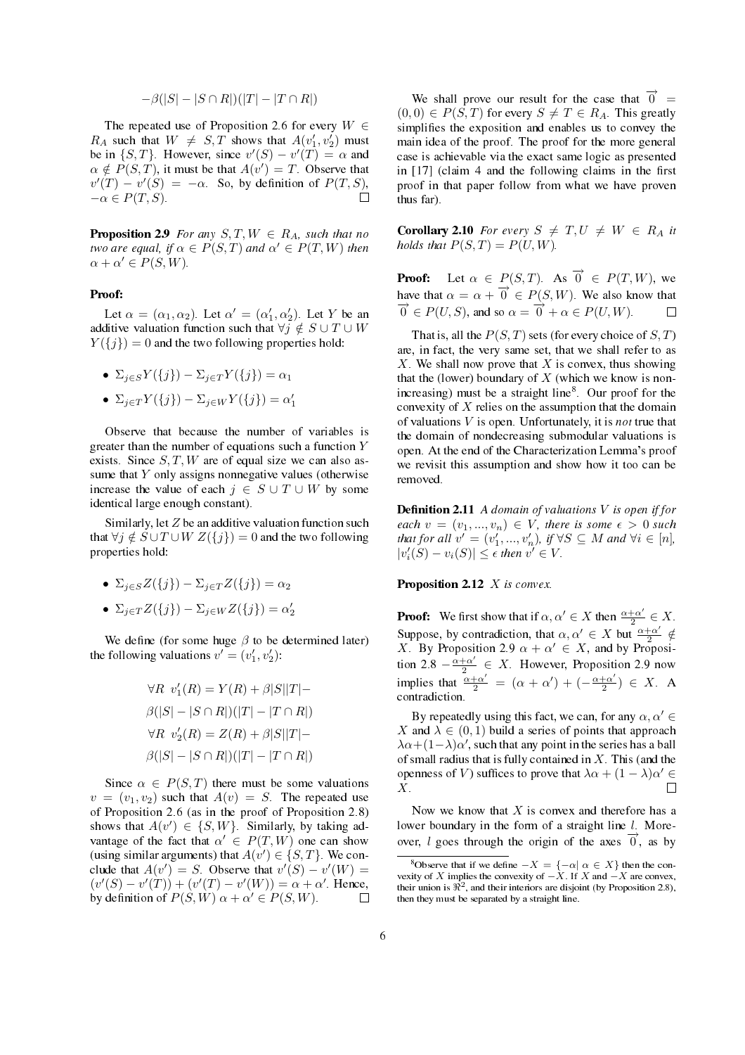$$-\beta(|S| - |S \cap R|)(|T| - |T \cap R|)$$

The repeated use of Proposition 2.6 for every $W \in R_A$ such that $W \neq S, T$ shows that $A(v_1', v_2')$ must be in $\{S, T\}$. However, since $v'(S) - v'(T) = \alpha$ and $\alpha \notin P(S, T)$, it must be that $A(v') = T$. Observe that $v'(T) - v'(S) = -\alpha$. So, by definition of $P(T, S)$, $-\alpha \in P(T, S)$. $\square$

**Proposition 2.9** *For any $S, T, W \in R_A$, such that no two are equal, if $\alpha \in P(S, T)$ and $\alpha' \in P(T, W)$ then $\alpha + \alpha' \in P(S, W)$.*

**Proof:**

Let $\alpha = (\alpha_1, \alpha_2)$. Let $\alpha' = (\alpha_1', \alpha_2')$. Let $Y$ be an additive valuation function such that $\forall j \notin S \cup T \cup W$ $Y(\{j\}) = 0$ and the two following properties hold:

- $\Sigma_{j \in S} Y(\{j\}) - \Sigma_{j \in T} Y(\{j\}) = \alpha_1$
- $\Sigma_{j \in T} Y(\{j\}) - \Sigma_{j \in W} Y(\{j\}) = \alpha_1'$

Observe that because the number of variables is greater than the number of equations such a function $Y$ exists. Since $S, T, W$ are of equal size we can also assume that $Y$ only assigns nonnegative values (otherwise increase the value of each $j \in S \cup T \cup W$ by some identical large enough constant).

Similarly, let $Z$ be an additive valuation function such that $\forall j \notin S \cup T \cup W$ $Z(\{j\}) = 0$ and the two following properties hold:

- $\Sigma_{j \in S} Z(\{j\}) - \Sigma_{j \in T} Z(\{j\}) = \alpha_2$
- $\Sigma_{j \in T} Z(\{j\}) - \Sigma_{j \in W} Z(\{j\}) = \alpha_2'$

We define (for some huge $\beta$ to be determined later) the following valuations $v' = (v_1', v_2')$:

$$\forall R \;\; v_1'(R) = Y(R) + \beta|S||T| -$$
$$\beta(|S| - |S \cap R|)(|T| - |T \cap R|)$$
$$\forall R \;\; v_2'(R) = Z(R) + \beta|S||T| -$$
$$\beta(|S| - |S \cap R|)(|T| - |T \cap R|)$$

Since $\alpha \in P(S, T)$ there must be some valuations $v = (v_1, v_2)$ such that $A(v) = S$. The repeated use of Proposition 2.6 (as in the proof of Proposition 2.8) shows that $A(v') \in \{S, W\}$. Similarly, by taking advantage of the fact that $\alpha' \in P(T, W)$ one can show (using similar arguments) that $A(v') \in \{S, T\}$. We conclude that $A(v') = S$. Observe that $v'(S) - v'(W) = (v'(S) - v'(T)) + (v'(T) - v'(W)) = \alpha + \alpha'$. Hence, by definition of $P(S, W)$ $\alpha + \alpha' \in P(S, W)$. $\square$

We shall prove our result for the case that $\overrightarrow{0} = (0, 0) \in P(S, T)$ for every $S \neq T \in R_A$. This greatly simplifies the exposition and enables us to convey the main idea of the proof. The proof for the more general case is achievable via the exact same logic as presented in [17] (claim 4 and the following claims in the first proof in that paper follow from what we have proven thus far).

**Corollary 2.10** *For every $S \neq T, U \neq W \in R_A$ it holds that $P(S, T) = P(U, W)$.*

**Proof:** Let $\alpha \in P(S, T)$. As $\overrightarrow{0} \in P(T, W)$, we have that $\alpha = \alpha + \overrightarrow{0} \in P(S, W)$. We also know that $\overrightarrow{0} \in P(U, S)$, and so $\alpha = \overrightarrow{0} + \alpha \in P(U, W)$. $\square$

That is, all the $P(S, T)$ sets (for every choice of $S, T$) are, in fact, the very same set, that we shall refer to as $X$. We shall now prove that $X$ is convex, thus showing that the (lower) boundary of $X$ (which we know is non-increasing) must be a straight line[8]. Our proof for the convexity of $X$ relies on the assumption that the domain of valuations $V$ is open. Unfortunately, it is *not* true that the domain of nondecreasing submodular valuations is open. At the end of the Characterization Lemma's proof we revisit this assumption and show how it too can be removed.

**Definition 2.11** *A domain of valuations $V$ is open if for each $v = (v_1, ..., v_n) \in V$, there is some $\epsilon > 0$ such that for all $v' = (v_1', ..., v_n')$, if $\forall S \subseteq M$ and $\forall i \in [n]$, $|v_i'(S) - v_i(S)| \leq \epsilon$ then $v' \in V$.*

**Proposition 2.12** *$X$ is convex.*

**Proof:** We first show that if $\alpha, \alpha' \in X$ then $\frac{\alpha + \alpha'}{2} \in X$. Suppose, by contradiction, that $\alpha, \alpha' \in X$ but $\frac{\alpha + \alpha'}{2} \notin X$. By Proposition 2.9 $\alpha + \alpha' \in X$, and by Proposition 2.8 $-\frac{\alpha + \alpha'}{2} \in X$. However, Proposition 2.9 now implies that $\frac{\alpha + \alpha'}{2} = (\alpha + \alpha') + (-\frac{\alpha + \alpha'}{2}) \in X$. A contradiction.

By repeatedly using this fact, we can, for any $\alpha, \alpha' \in X$ and $\lambda \in (0, 1)$ build a series of points that approach $\lambda\alpha + (1 - \lambda)\alpha'$, such that any point in the series has a ball of small radius that is fully contained in $X$. This (and the openness of $V$) suffices to prove that $\lambda\alpha + (1 - \lambda)\alpha' \in X$. $\square$

Now we know that $X$ is convex and therefore has a lower boundary in the form of a straight line $l$. Moreover, $l$ goes through the origin of the axes $\overrightarrow{0}$, as by

[8] Observe that if we define $-X = \{-\alpha | \alpha \in X\}$ then the convexity of $X$ implies the convexity of $-X$. If $X$ and $-X$ are convex, their union is $\Re^2$, and their interiors are disjoint (by Proposition 2.8), then they must be separated by a straight line.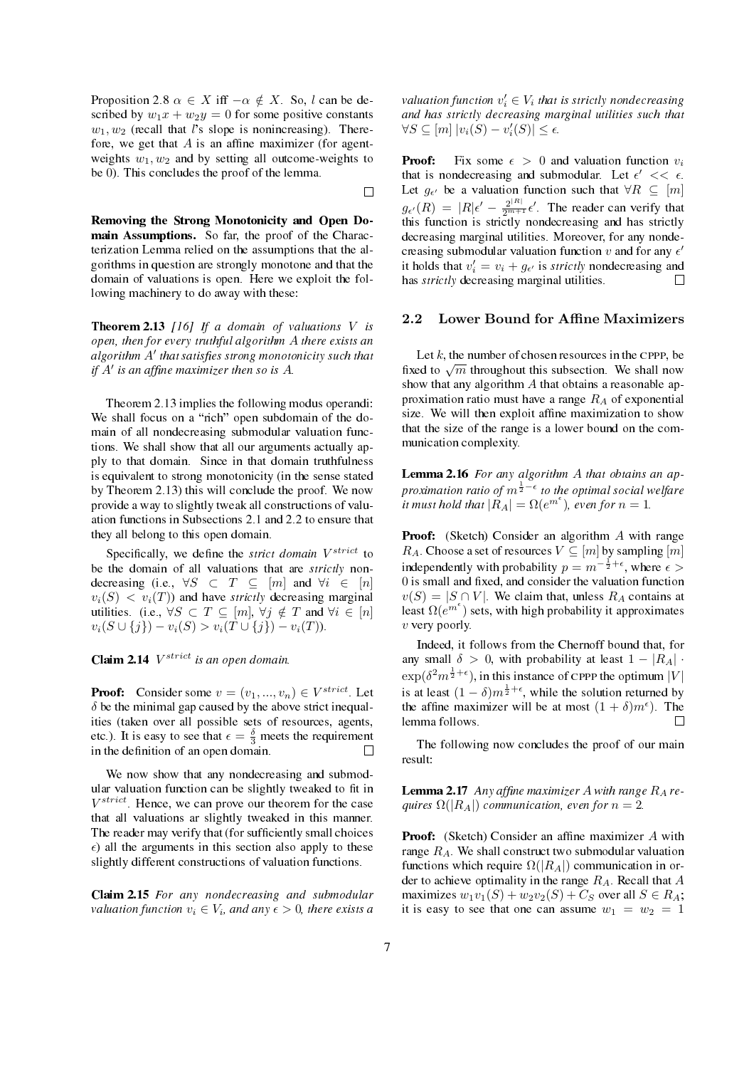Proposition 2.8 $\alpha \in X$ iff $-\alpha \notin X$. So, $l$ can be described by $w_1 x + w_2 y = 0$ for some positive constants $w_1, w_2$ (recall that $l$'s slope is nonincreasing). Therefore, we get that $A$ is an affine maximizer (for agent-weights $w_1, w_2$ and by setting all outcome-weights to be 0). This concludes the proof of the lemma. □

**Removing the Strong Monotonicity and Open Domain Assumptions.** So far, the proof of the Characterization Lemma relied on the assumptions that the algorithms in question are strongly monotone and that the domain of valuations is open. Here we exploit the following machinery to do away with these:

**Theorem 2.13** *[16] If a domain of valuations $V$ is open, then for every truthful algorithm $A$ there exists an algorithm $A'$ that satisfies strong monotonicity such that if $A'$ is an affine maximizer then so is $A$.*

Theorem 2.13 implies the following modus operandi: We shall focus on a "rich" open subdomain of the domain of all nondecreasing submodular valuation functions. We shall show that all our arguments actually apply to that domain. Since in that domain truthfulness is equivalent to strong monotonicity (in the sense stated by Theorem 2.13) this will conclude the proof. We now provide a way to slightly tweak all constructions of valuation functions in Subsections 2.1 and 2.2 to ensure that they all belong to this open domain.

Specifically, we define the *strict domain* $V^{strict}$ to be the domain of all valuations that are *strictly* nondecreasing (i.e., $\forall S \subset T \subseteq [m]$ and $\forall i \in [n]$ $v_i(S) < v_i(T)$) and have *strictly* decreasing marginal utilities. (i.e., $\forall S \subset T \subseteq [m]$, $\forall j \notin T$ and $\forall i \in [n]$ $v_i(S \cup \{j\}) - v_i(S) > v_i(T \cup \{j\}) - v_i(T)$).

**Claim 2.14** *$V^{strict}$ is an open domain.*

**Proof:** Consider some $v = (v_1, ..., v_n) \in V^{strict}$. Let $\delta$ be the minimal gap caused by the above strict inequalities (taken over all possible sets of resources, agents, etc.). It is easy to see that $\epsilon = \frac{\delta}{3}$ meets the requirement in the definition of an open domain. □

We now show that any nondecreasing and submodular valuation function can be slightly tweaked to fit in $V^{strict}$. Hence, we can prove our theorem for the case that all valuations ar slightly tweaked in this manner. The reader may verify that (for sufficiently small choices $\epsilon$) all the arguments in this section also apply to these slightly different constructions of valuation functions.

**Claim 2.15** *For any nondecreasing and submodular valuation function $v_i \in V_i$, and any $\epsilon > 0$, there exists a valuation function $v'_i \in V_i$ that is strictly nondecreasing and has strictly decreasing marginal utilities such that $\forall S \subseteq [m]$ $|v_i(S) - v'_i(S)| \leq \epsilon$.*

**Proof:** Fix some $\epsilon > 0$ and valuation function $v_i$ that is nondecreasing and submodular. Let $\epsilon' << \epsilon$. Let $g_{\epsilon'}$ be a valuation function such that $\forall R \subseteq [m]$ $g_{\epsilon'}(R) = |R|\epsilon' - \frac{2^{|R|}}{2^{m+1}}\epsilon'$. The reader can verify that this function is strictly nondecreasing and has strictly decreasing marginal utilities. Moreover, for any nondecreasing submodular valuation function $v$ and for any $\epsilon'$ it holds that $v'_i = v_i + g_{\epsilon'}$ is *strictly* nondecreasing and has *strictly* decreasing marginal utilities. □

## 2.2 Lower Bound for Affine Maximizers

Let $k$, the number of chosen resources in the CPPP, be fixed to $\sqrt{m}$ throughout this subsection. We shall now show that any algorithm $A$ that obtains a reasonable approximation ratio must have a range $R_A$ of exponential size. We will then exploit affine maximization to show that the size of the range is a lower bound on the communication complexity.

**Lemma 2.16** *For any algorithm $A$ that obtains an approximation ratio of $m^{\frac{1}{2}-\epsilon}$ to the optimal social welfare it must hold that $|R_A| = \Omega(e^{m^{\epsilon}})$, even for $n = 1$.*

**Proof:** (Sketch) Consider an algorithm $A$ with range $R_A$. Choose a set of resources $V \subseteq [m]$ by sampling $[m]$ independently with probability $p = m^{-\frac{1}{2}+\epsilon}$, where $\epsilon > 0$ is small and fixed, and consider the valuation function $v(S) = |S \cap V|$. We claim that, unless $R_A$ contains at least $\Omega(e^{m^{\epsilon}})$ sets, with high probability it approximates $v$ very poorly.

Indeed, it follows from the Chernoff bound that, for any small $\delta > 0$, with probability at least $1 - |R_A| \cdot \exp(\delta^2 m^{\frac{1}{2}+\epsilon})$, in this instance of CPPP the optimum $|V|$ is at least $(1-\delta)m^{\frac{1}{2}+\epsilon}$, while the solution returned by the affine maximizer will be at most $(1+\delta)m^{\epsilon}$). The lemma follows. □

The following now concludes the proof of our main result:

**Lemma 2.17** *Any affine maximizer $A$ with range $R_A$ requires $\Omega(|R_A|)$ communication, even for $n = 2$.*

**Proof:** (Sketch) Consider an affine maximizer $A$ with range $R_A$. We shall construct two submodular valuation functions which require $\Omega(|R_A|)$ communication in order to achieve optimality in the range $R_A$. Recall that $A$ maximizes $w_1 v_1(S) + w_2 v_2(S) + C_S$ over all $S \in R_A$; it is easy to see that one can assume $w_1 = w_2 = 1$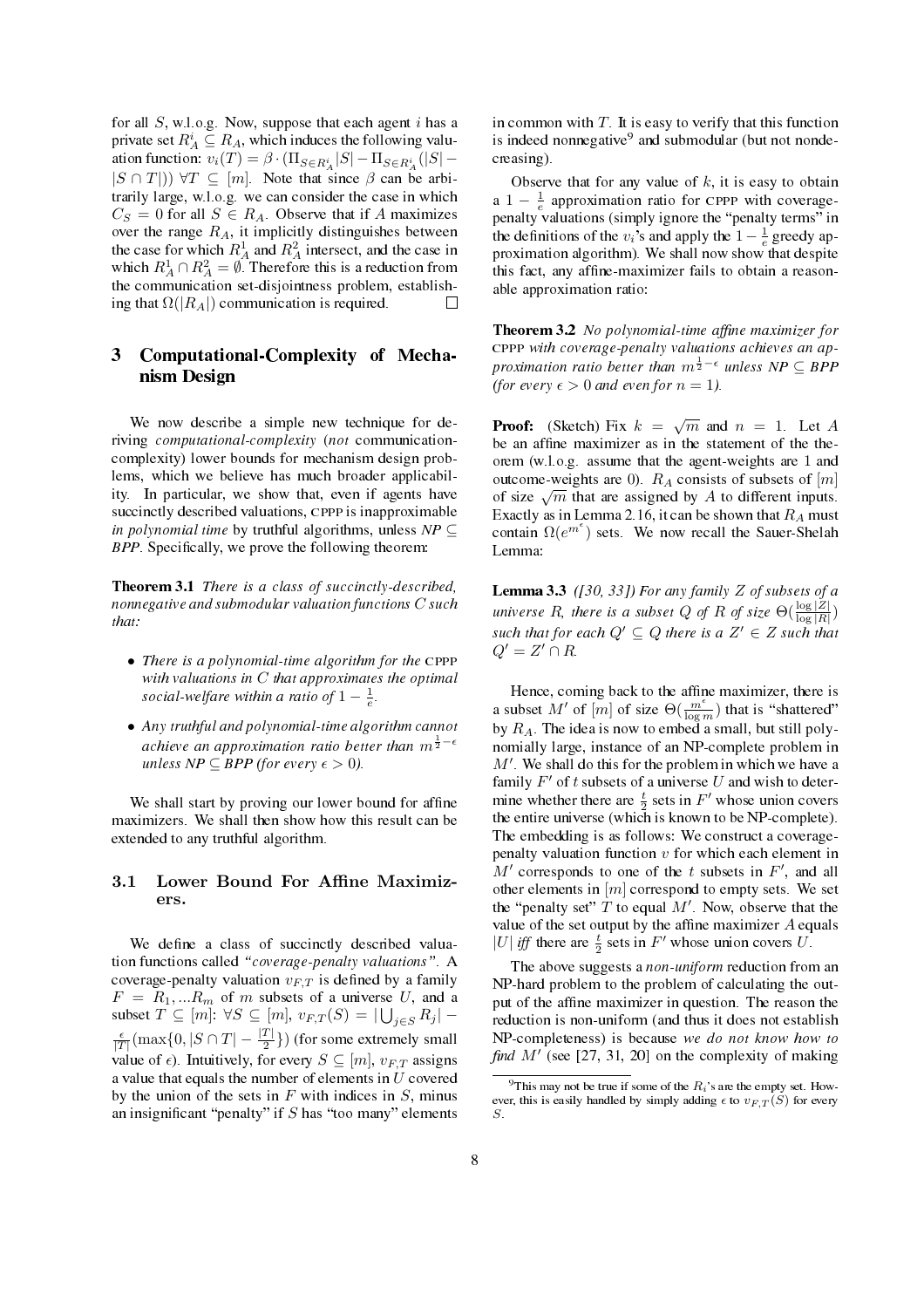for all $S$, w.l.o.g. Now, suppose that each agent $i$ has a private set $R_A^i \subseteq R_A$, which induces the following valuation function: $v_i(T) = \beta \cdot (\Pi_{S \in R_A^i}|S| - \Pi_{S \in R_A^i}(|S| - |S \cap T|))$ $\forall T \subseteq [m]$. Note that since $\beta$ can be arbitrarily large, w.l.o.g. we can consider the case in which $C_S = 0$ for all $S \in R_A$. Observe that if $A$ maximizes over the range $R_A$, it implicitly distinguishes between the case for which $R_A^1$ and $R_A^2$ intersect, and the case in which $R_A^1 \cap R_A^2 = \emptyset$. Therefore this is a reduction from the communication set-disjointness problem, establishing that $\Omega(|R_A|)$ communication is required. □

## 3 Computational-Complexity of Mechanism Design

We now describe a simple new technique for deriving *computational-complexity* (*not* communication-complexity) lower bounds for mechanism design problems, which we believe has much broader applicability. In particular, we show that, even if agents have succinctly described valuations, CPPP is inapproximable *in polynomial time* by truthful algorithms, unless *NP* ⊆ *BPP*. Specifically, we prove the following theorem:

**Theorem 3.1** *There is a class of succinctly-described, nonnegative and submodular valuation functions $C$ such that:*

- *There is a polynomial-time algorithm for the CPPP with valuations in $C$ that approximates the optimal social-welfare within a ratio of $1 - \frac{1}{e}$.*
- *Any truthful and polynomial-time algorithm cannot achieve an approximation ratio better than $m^{\frac{1}{2}-\epsilon}$ unless NP ⊆ BPP (for every $\epsilon > 0$).*

We shall start by proving our lower bound for affine maximizers. We shall then show how this result can be extended to any truthful algorithm.

### 3.1 Lower Bound For Affine Maximizers.

We define a class of succinctly described valuation functions called *"coverage-penalty valuations"*. A coverage-penalty valuation $v_{F,T}$ is defined by a family $F = R_1, ...R_m$ of $m$ subsets of a universe $U$, and a subset $T \subseteq [m]$: $\forall S \subseteq [m]$, $v_{F,T}(S) = |\bigcup_{j \in S} R_j| - \frac{\epsilon}{|T|}(\max\{0, |S \cap T| - \frac{|T|}{2}\})$ (for some extremely small value of $\epsilon$). Intuitively, for every $S \subseteq [m]$, $v_{F,T}$ assigns a value that equals the number of elements in $U$ covered by the union of the sets in $F$ with indices in $S$, minus an insignificant "penalty" if $S$ has "too many" elements in common with $T$. It is easy to verify that this function is indeed nonnegative[9] and submodular (but not nondecreasing).

Observe that for any value of $k$, it is easy to obtain a $1 - \frac{1}{e}$ approximation ratio for CPPP with coverage-penalty valuations (simply ignore the "penalty terms" in the definitions of the $v_i$'s and apply the $1 - \frac{1}{e}$ greedy approximation algorithm). We shall now show that despite this fact, any affine-maximizer fails to obtain a reasonable approximation ratio:

**Theorem 3.2** *No polynomial-time affine maximizer for CPPP with coverage-penalty valuations achieves an approximation ratio better than $m^{\frac{1}{2}-\epsilon}$ unless NP ⊆ BPP (for every $\epsilon > 0$ and even for $n = 1$).*

**Proof:** (Sketch) Fix $k = \sqrt{m}$ and $n = 1$. Let $A$ be an affine maximizer as in the statement of the theorem (w.l.o.g. assume that the agent-weights are 1 and outcome-weights are 0). $R_A$ consists of subsets of $[m]$ of size $\sqrt{m}$ that are assigned by $A$ to different inputs. Exactly as in Lemma 2.16, it can be shown that $R_A$ must contain $\Omega(e^{m^\epsilon})$ sets. We now recall the Sauer-Shelah Lemma:

**Lemma 3.3** *([30, 33]) For any family $Z$ of subsets of a universe $R$, there is a subset $Q$ of $R$ of size $\Theta(\frac{\log |Z|}{\log |R|})$ such that for each $Q' \subseteq Q$ there is a $Z' \in Z$ such that $Q' = Z' \cap R$.*

Hence, coming back to the affine maximizer, there is a subset $M'$ of $[m]$ of size $\Theta(\frac{m^\epsilon}{\log m})$ that is "shattered" by $R_A$. The idea is now to embed a small, but still polynomially large, instance of an NP-complete problem in $M'$. We shall do this for the problem in which we have a family $F'$ of $t$ subsets of a universe $U$ and wish to determine whether there are $\frac{t}{2}$ sets in $F'$ whose union covers the entire universe (which is known to be NP-complete). The embedding is as follows: We construct a coverage-penalty valuation function $v$ for which each element in $M'$ corresponds to one of the $t$ subsets in $F'$, and all other elements in $[m]$ correspond to empty sets. We set the "penalty set" $T$ to equal $M'$. Now, observe that the value of the set output by the affine maximizer $A$ equals $|U|$ *iff* there are $\frac{t}{2}$ sets in $F'$ whose union covers $U$.

The above suggests a *non-uniform* reduction from an NP-hard problem to the problem of calculating the output of the affine maximizer in question. The reason the reduction is non-uniform (and thus it does not establish NP-completeness) is because *we do not know how to find $M'$* (see [27, 31, 20] on the complexity of making

[9] This may not be true if some of the $R_i$'s are the empty set. However, this is easily handled by simply adding $\epsilon$ to $v_{F,T}(S)$ for every $S$.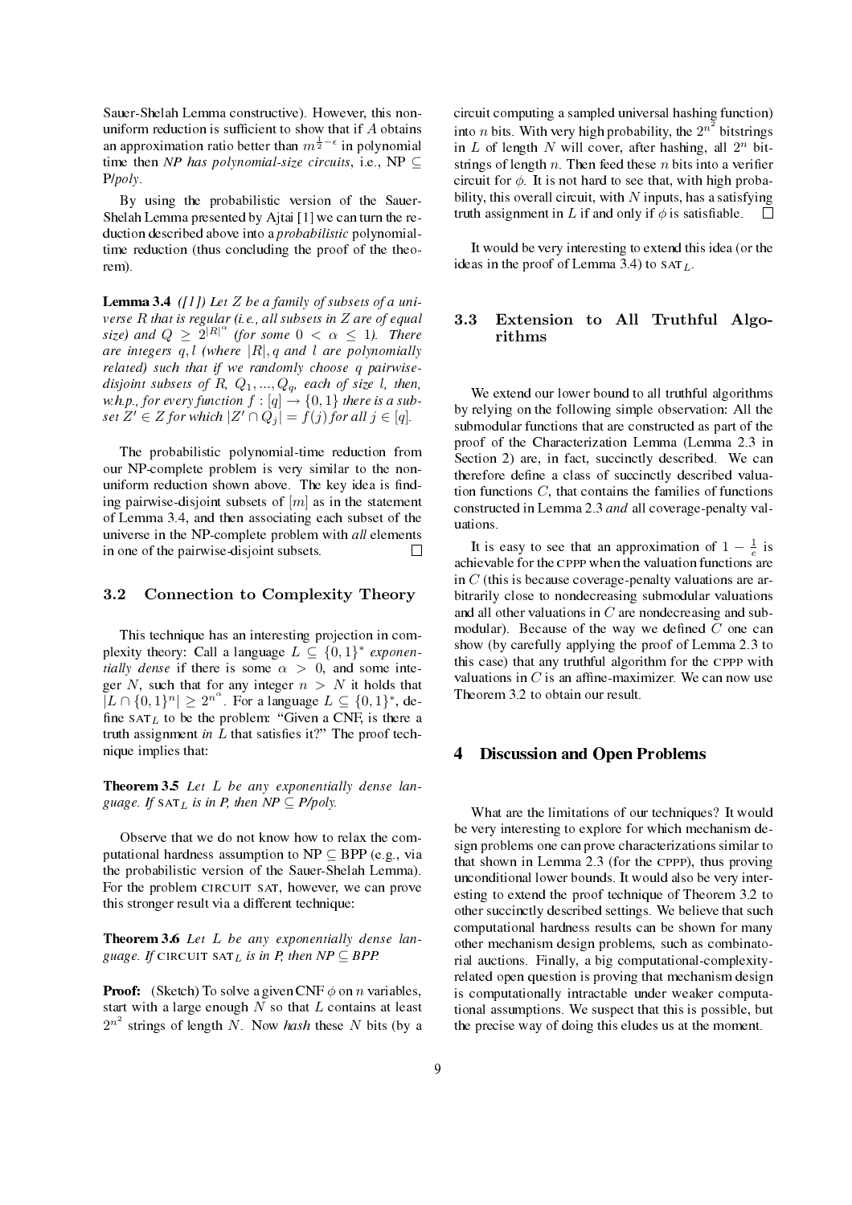Sauer-Shelah Lemma constructive). However, this non-uniform reduction is sufficient to show that if $A$ obtains an approximation ratio better than $m^{\frac{1}{2}-\epsilon}$ in polynomial time then *NP has polynomial-size circuits*, i.e., NP $\subseteq$ P/*poly*.

By using the probabilistic version of the Sauer-Shelah Lemma presented by Ajtai [1] we can turn the reduction described above into a *probabilistic* polynomial-time reduction (thus concluding the proof of the theorem).

**Lemma 3.4** *([1]) Let $Z$ be a family of subsets of a universe $R$ that is regular (i.e., all subsets in $Z$ are of equal size) and $Q \geq 2^{|R|^{\alpha}}$ (for some $0 < \alpha \leq 1$). There are integers $q, l$ (where $|R|, q$ and $l$ are polynomially related) such that if we randomly choose $q$ pairwise-disjoint subsets of $R$, $Q_1, ..., Q_q$, each of size $l$, then, w.h.p., for every function $f : [q] \to \{0,1\}$ there is a subset $Z' \in Z$ for which $|Z' \cap Q_j| = f(j)$ for all $j \in [q]$.*

The probabilistic polynomial-time reduction from our NP-complete problem is very similar to the non-uniform reduction shown above. The key idea is finding pairwise-disjoint subsets of $[m]$ as in the statement of Lemma 3.4, and then associating each subset of the universe in the NP-complete problem with *all* elements in one of the pairwise-disjoint subsets. $\square$

### 3.2 Connection to Complexity Theory

This technique has an interesting projection in complexity theory: Call a language $L \subseteq \{0,1\}^*$ *exponentially dense* if there is some $\alpha > 0$, and some integer $N$, such that for any integer $n > N$ it holds that $|L \cap \{0,1\}^n| \geq 2^{n^{\alpha}}$. For a language $L \subseteq \{0,1\}^*$, define $\text{SAT}_L$ to be the problem: "Given a CNF, is there a truth assignment *in* $L$ that satisfies it?" The proof technique implies that:

**Theorem 3.5** *Let $L$ be any exponentially dense language. If $\text{SAT}_L$ is in P, then NP $\subseteq$ P/poly.*

Observe that we do not know how to relax the computational hardness assumption to NP $\subseteq$ BPP (e.g., via the probabilistic version of the Sauer-Shelah Lemma). For the problem CIRCUIT SAT, however, we can prove this stronger result via a different technique:

**Theorem 3.6** *Let $L$ be any exponentially dense language. If CIRCUIT $\text{SAT}_L$ is in P, then NP $\subseteq$ BPP.*

**Proof:** (Sketch) To solve a given CNF $\phi$ on $n$ variables, start with a large enough $N$ so that $L$ contains at least $2^{n^2}$ strings of length $N$. Now *hash* these $N$ bits (by a circuit computing a sampled universal hashing function) into $n$ bits. With very high probability, the $2^{n^2}$ bitstrings in $L$ of length $N$ will cover, after hashing, all $2^n$ bitstrings of length $n$. Then feed these $n$ bits into a verifier circuit for $\phi$. It is not hard to see that, with high probability, this overall circuit, with $N$ inputs, has a satisfying truth assignment in $L$ if and only if $\phi$ is satisfiable. $\square$

It would be very interesting to extend this idea (or the ideas in the proof of Lemma 3.4) to $\text{SAT}_L$.

### 3.3 Extension to All Truthful Algorithms

We extend our lower bound to all truthful algorithms by relying on the following simple observation: All the submodular functions that are constructed as part of the proof of the Characterization Lemma (Lemma 2.3 in Section 2) are, in fact, succinctly described. We can therefore define a class of succinctly described valuation functions $C$, that contains the families of functions constructed in Lemma 2.3 *and* all coverage-penalty valuations.

It is easy to see that an approximation of $1 - \frac{1}{e}$ is achievable for the CPPP when the valuation functions are in $C$ (this is because coverage-penalty valuations are arbitrarily close to nondecreasing submodular valuations and all other valuations in $C$ are nondecreasing and submodular). Because of the way we defined $C$ one can show (by carefully applying the proof of Lemma 2.3 to this case) that any truthful algorithm for the CPPP with valuations in $C$ is an affine-maximizer. We can now use Theorem 3.2 to obtain our result.

## 4 Discussion and Open Problems

What are the limitations of our techniques? It would be very interesting to explore for which mechanism design problems one can prove characterizations similar to that shown in Lemma 2.3 (for the CPPP), thus proving unconditional lower bounds. It would also be very interesting to extend the proof technique of Theorem 3.2 to other succinctly described settings. We believe that such computational hardness results can be shown for many other mechanism design problems, such as combinatorial auctions. Finally, a big computational-complexity-related open question is proving that mechanism design is computationally intractable under weaker computational assumptions. We suspect that this is possible, but the precise way of doing this eludes us at the moment.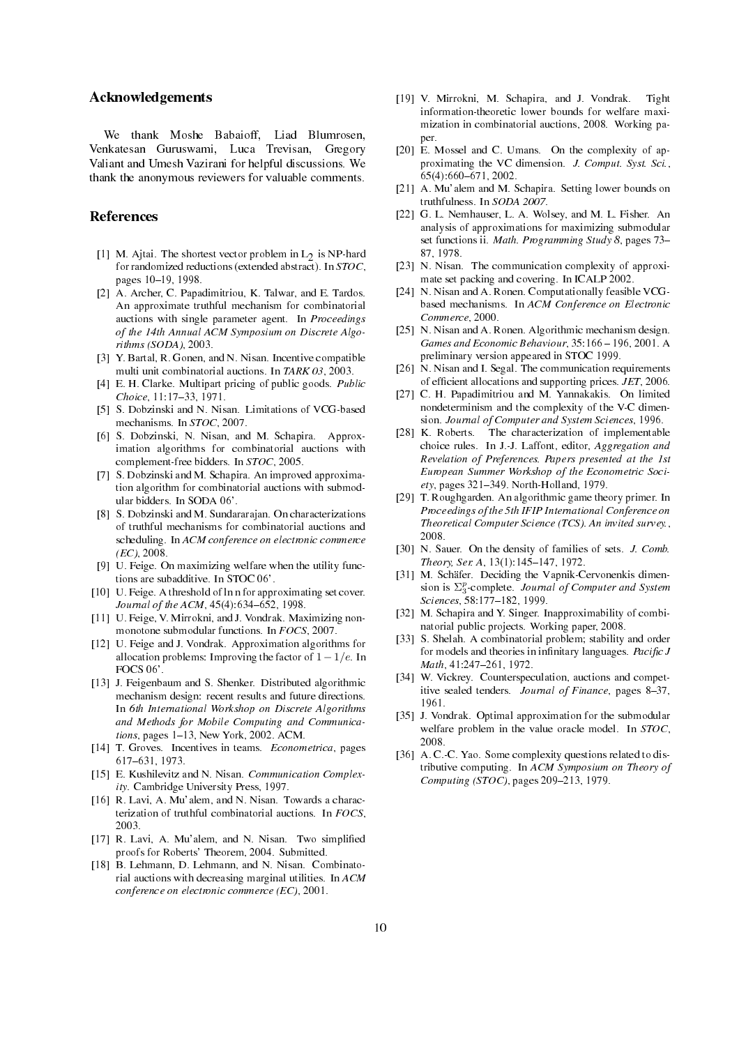## Acknowledgements

We thank Moshe Babaioff, Liad Blumrosen, Venkatesan Guruswami, Luca Trevisan, Gregory Valiant and Umesh Vazirani for helpful discussions. We thank the anonymous reviewers for valuable comments.

## References

[1] M. Ajtai. The shortest vector problem in $L_2$ is NP-hard for randomized reductions (extended abstract). In *STOC*, pages 10–19, 1998.

[2] A. Archer, C. Papadimitriou, K. Talwar, and E. Tardos. An approximate truthful mechanism for combinatorial auctions with single parameter agent. In *Proceedings of the 14th Annual ACM Symposium on Discrete Algorithms (SODA)*, 2003.

[3] Y. Bartal, R. Gonen, and N. Nisan. Incentive compatible multi unit combinatorial auctions. In *TARK 03*, 2003.

[4] E. H. Clarke. Multipart pricing of public goods. *Public Choice*, 11:17–33, 1971.

[5] S. Dobzinski and N. Nisan. Limitations of VCG-based mechanisms. In *STOC*, 2007.

[6] S. Dobzinski, N. Nisan, and M. Schapira. Approximation algorithms for combinatorial auctions with complement-free bidders. In *STOC*, 2005.

[7] S. Dobzinski and M. Schapira. An improved approximation algorithm for combinatorial auctions with submodular bidders. In SODA 06'.

[8] S. Dobzinski and M. Sundararajan. On characterizations of truthful mechanisms for combinatorial auctions and scheduling. In *ACM conference on electronic commerce (EC)*, 2008.

[9] U. Feige. On maximizing welfare when the utility functions are subadditive. In STOC 06'.

[10] U. Feige. A threshold of ln n for approximating set cover. *Journal of the ACM*, 45(4):634–652, 1998.

[11] U. Feige, V. Mirrokni, and J. Vondrak. Maximizing nonmonotone submodular functions. In *FOCS*, 2007.

[12] U. Feige and J. Vondrak. Approximation algorithms for allocation problems: Improving the factor of $1 - 1/e$. In FOCS 06'.

[13] J. Feigenbaum and S. Shenker. Distributed algorithmic mechanism design: recent results and future directions. In *6th International Workshop on Discrete Algorithms and Methods for Mobile Computing and Communications*, pages 1–13, New York, 2002. ACM.

[14] T. Groves. Incentives in teams. *Econometrica*, pages 617–631, 1973.

[15] E. Kushilevitz and N. Nisan. *Communication Complexity*. Cambridge University Press, 1997.

[16] R. Lavi, A. Mu'alem, and N. Nisan. Towards a characterization of truthful combinatorial auctions. In *FOCS*, 2003.

[17] R. Lavi, A. Mu'alem, and N. Nisan. Two simplified proofs for Roberts' Theorem, 2004. Submitted.

[18] B. Lehmann, D. Lehmann, and N. Nisan. Combinatorial auctions with decreasing marginal utilities. In *ACM conference on electronic commerce (EC)*, 2001.

[19] V. Mirrokni, M. Schapira, and J. Vondrak. Tight information-theoretic lower bounds for welfare maximization in combinatorial auctions, 2008. Working paper.

[20] E. Mossel and C. Umans. On the complexity of approximating the VC dimension. *J. Comput. Syst. Sci.*, 65(4):660–671, 2002.

[21] A. Mu'alem and M. Schapira. Setting lower bounds on truthfulness. In *SODA 2007*.

[22] G. L. Nemhauser, L. A. Wolsey, and M. L. Fisher. An analysis of approximations for maximizing submodular set functions ii. *Math. Programming Study 8*, pages 73–87, 1978.

[23] N. Nisan. The communication complexity of approximate set packing and covering. In ICALP 2002.

[24] N. Nisan and A. Ronen. Computationally feasible VCG-based mechanisms. In *ACM Conference on Electronic Commerce*, 2000.

[25] N. Nisan and A. Ronen. Algorithmic mechanism design. *Games and Economic Behaviour*, 35:166 – 196, 2001. A preliminary version appeared in STOC 1999.

[26] N. Nisan and I. Segal. The communication requirements of efficient allocations and supporting prices. *JET*, 2006.

[27] C. H. Papadimitriou and M. Yannakakis. On limited nondeterminism and the complexity of the V-C dimension. *Journal of Computer and System Sciences*, 1996.

[28] K. Roberts. The characterization of implementable choice rules. In J.-J. Laffont, editor, *Aggregation and Revelation of Preferences. Papers presented at the 1st European Summer Workshop of the Econometric Society*, pages 321–349. North-Holland, 1979.

[29] T. Roughgarden. An algorithmic game theory primer. In *Proceedings of the 5th IFIP International Conference on Theoretical Computer Science (TCS). An invited survey.*, 2008.

[30] N. Sauer. On the density of families of sets. *J. Comb. Theory, Ser. A*, 13(1):145–147, 1972.

[31] M. Schäfer. Deciding the Vapnik-Cervonenkis dimension is $\Sigma_3^p$-complete. *Journal of Computer and System Sciences*, 58:177–182, 1999.

[32] M. Schapira and Y. Singer. Inapproximability of combinatorial public projects. Working paper, 2008.

[33] S. Shelah. A combinatorial problem; stability and order for models and theories in infinitary languages. *Pacific J Math*, 41:247–261, 1972.

[34] W. Vickrey. Counterspeculation, auctions and competitive sealed tenders. *Journal of Finance*, pages 8–37, 1961.

[35] J. Vondrak. Optimal approximation for the submodular welfare problem in the value oracle model. In *STOC*, 2008.

[36] A. C.-C. Yao. Some complexity questions related to distributive computing. In *ACM Symposium on Theory of Computing (STOC)*, pages 209–213, 1979.